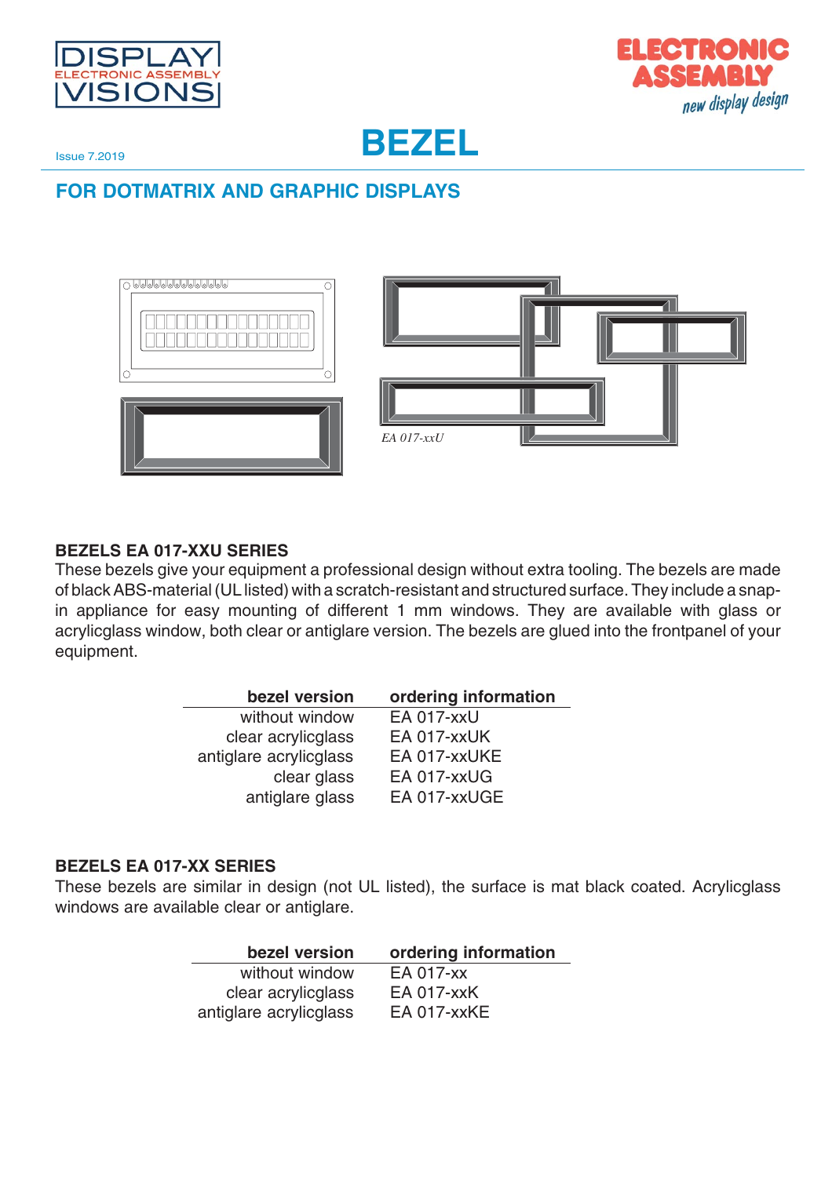Issue 7.2019

# BEZEL

## FOR DOTMATRIX AND GRAPHIC DISPLAYS

EA 017-xxU

### BEZELS EA 017-XXU SERIES

These bezels give your equipment a professional design without extra tooling. The bezels are made of black ABS-material (UL listed) with a scratch-resistant and structured surface. They include a snap-in appliance for easy mounting of different 1 mm windows. They are available with glass or acrylicglass window, both clear or antiglare version. The bezels are glued into the frontpanel of your equipment.

| bezel version | ordering information |
|---|---|
| without window | EA 017-xxU |
| clear acrylicglass | EA 017-xxUK |
| antiglare acrylicglass | EA 017-xxUKE |
| clear glass | EA 017-xxUG |
| antiglare glass | EA 017-xxUGE |

### BEZELS EA 017-XX SERIES

These bezels are similar in design (not UL listed), the surface is mat black coated. Acrylicglass windows are available clear or antiglare.

| bezel version | ordering information |
|---|---|
| without window | EA 017-xx |
| clear acrylicglass | EA 017-xxK |
| antiglare acrylicglass | EA 017-xxKE |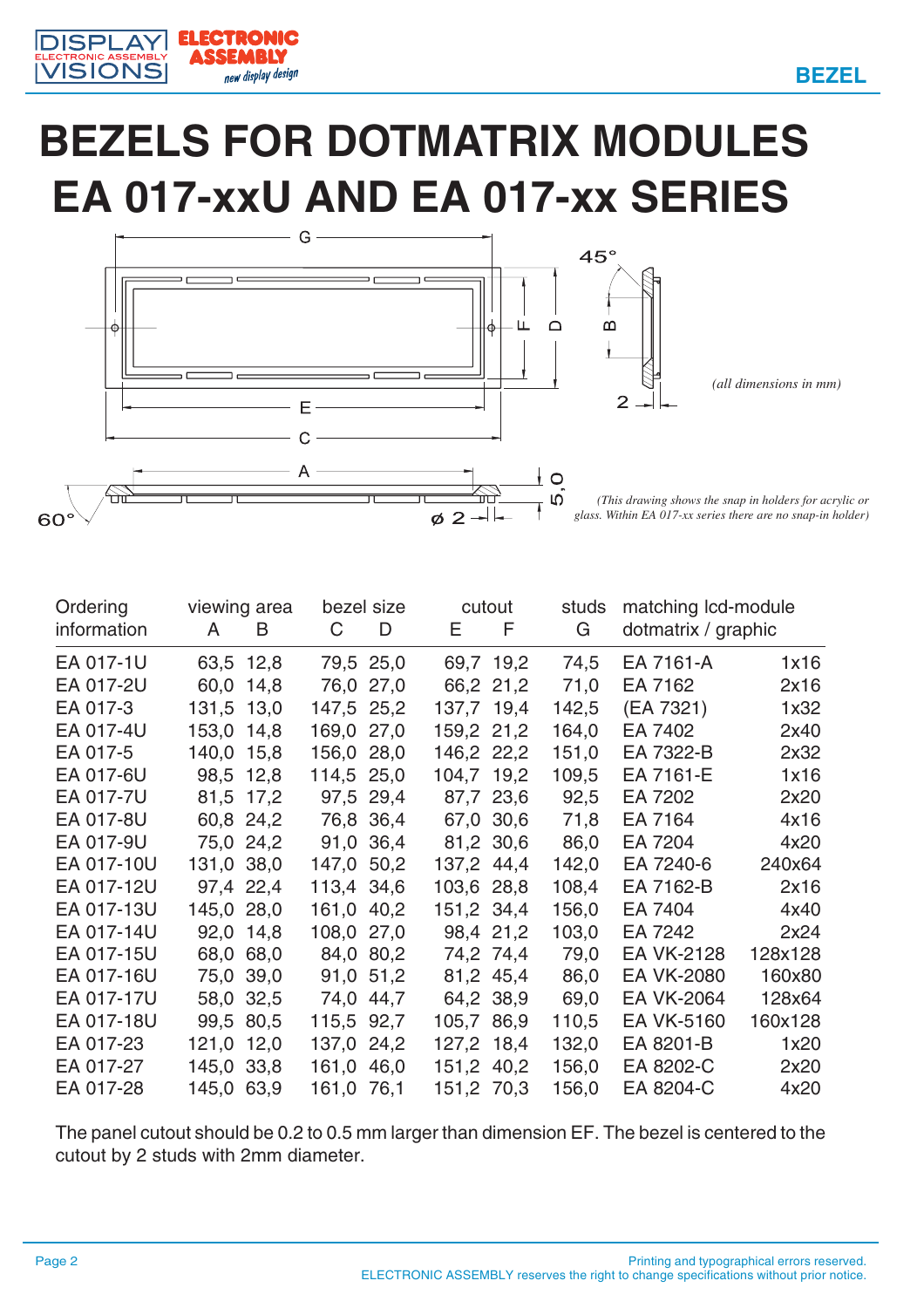# BEZELS FOR DOTMATRIX MODULES EA 017-xxU AND EA 017-xx SERIES

(all dimensions in mm)

(This drawing shows the snap in holders for acrylic or glass. Within EA 017-xx series there are no snap-in holder)

| Ordering information | viewing area A | B | bezel size C | D | cutout E | F | studs G | matching lcd-module dotmatrix / graphic | |
|---|---|---|---|---|---|---|---|---|---|
| EA 017-1U | 63,5 | 12,8 | 79,5 | 25,0 | 69,7 | 19,2 | 74,5 | EA 7161-A | 1x16 |
| EA 017-2U | 60,0 | 14,8 | 76,0 | 27,0 | 66,2 | 21,2 | 71,0 | EA 7162 | 2x16 |
| EA 017-3 | 131,5 | 13,0 | 147,5 | 25,2 | 137,7 | 19,4 | 142,5 | (EA 7321) | 1x32 |
| EA 017-4U | 153,0 | 14,8 | 169,0 | 27,0 | 159,2 | 21,2 | 164,0 | EA 7402 | 2x40 |
| EA 017-5 | 140,0 | 15,8 | 156,0 | 28,0 | 146,2 | 22,2 | 151,0 | EA 7322-B | 2x32 |
| EA 017-6U | 98,5 | 12,8 | 114,5 | 25,0 | 104,7 | 19,2 | 109,5 | EA 7161-E | 1x16 |
| EA 017-7U | 81,5 | 17,2 | 97,5 | 29,4 | 87,7 | 23,6 | 92,5 | EA 7202 | 2x20 |
| EA 017-8U | 60,8 | 24,2 | 76,8 | 36,4 | 67,0 | 30,6 | 71,8 | EA 7164 | 4x16 |
| EA 017-9U | 75,0 | 24,2 | 91,0 | 36,4 | 81,2 | 30,6 | 86,0 | EA 7204 | 4x20 |
| EA 017-10U | 131,0 | 38,0 | 147,0 | 50,2 | 137,2 | 44,4 | 142,0 | EA 7240-6 | 240x64 |
| EA 017-12U | 97,4 | 22,4 | 113,4 | 34,6 | 103,6 | 28,8 | 108,4 | EA 7162-B | 2x16 |
| EA 017-13U | 145,0 | 28,0 | 161,0 | 40,2 | 151,2 | 34,4 | 156,0 | EA 7404 | 4x40 |
| EA 017-14U | 92,0 | 14,8 | 108,0 | 27,0 | 98,4 | 21,2 | 103,0 | EA 7242 | 2x24 |
| EA 017-15U | 68,0 | 68,0 | 84,0 | 80,2 | 74,2 | 74,4 | 79,0 | EA VK-2128 | 128x128 |
| EA 017-16U | 75,0 | 39,0 | 91,0 | 51,2 | 81,2 | 45,4 | 86,0 | EA VK-2080 | 160x80 |
| EA 017-17U | 58,0 | 32,5 | 74,0 | 44,7 | 64,2 | 38,9 | 69,0 | EA VK-2064 | 128x64 |
| EA 017-18U | 99,5 | 80,5 | 115,5 | 92,7 | 105,7 | 86,9 | 110,5 | EA VK-5160 | 160x128 |
| EA 017-23 | 121,0 | 12,0 | 137,0 | 24,2 | 127,2 | 18,4 | 132,0 | EA 8201-B | 1x20 |
| EA 017-27 | 145,0 | 33,8 | 161,0 | 46,0 | 151,2 | 40,2 | 156,0 | EA 8202-C | 2x20 |
| EA 017-28 | 145,0 | 63,9 | 161,0 | 76,1 | 151,2 | 70,3 | 156,0 | EA 8204-C | 4x20 |

The panel cutout should be 0.2 to 0.5 mm larger than dimension EF. The bezel is centered to the cutout by 2 studs with 2mm diameter.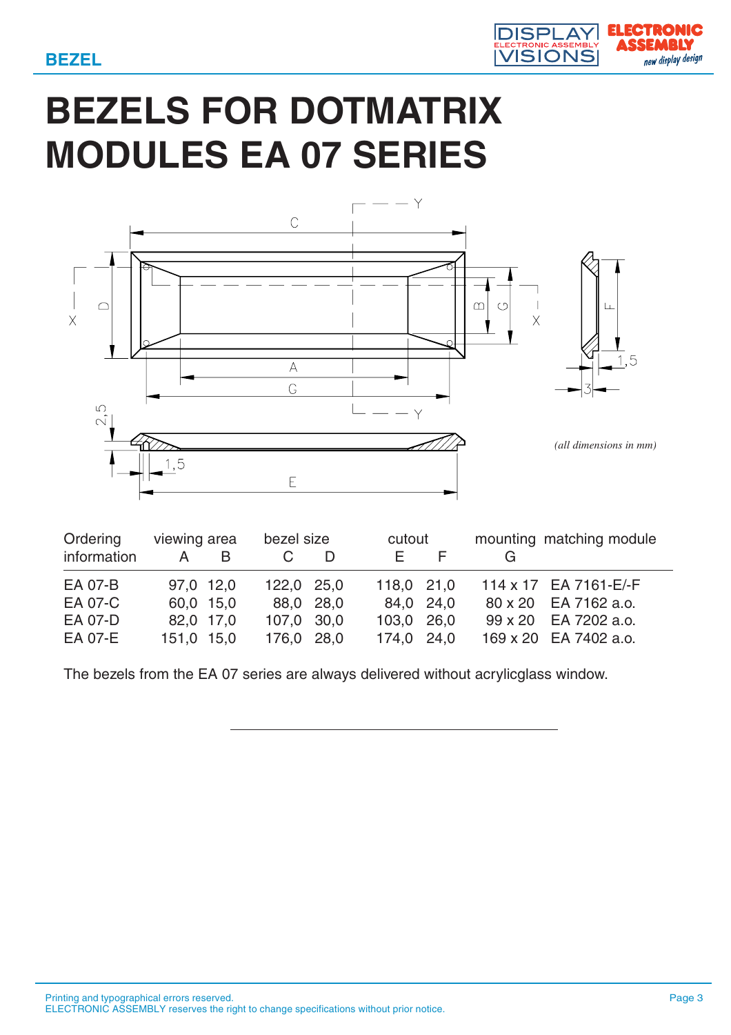# BEZELS FOR DOTMATRIX MODULES EA 07 SERIES

(all dimensions in mm)

| Ordering information | viewing area A | B | bezel size C | D | cutout E | F | mounting G | matching module |
|---|---|---|---|---|---|---|---|---|
| EA 07-B | 97,0 | 12,0 | 122,0 | 25,0 | 118,0 | 21,0 | 114 x 17 | EA 7161-E/-F |
| EA 07-C | 60,0 | 15,0 | 88,0 | 28,0 | 84,0 | 24,0 | 80 x 20 | EA 7162 a.o. |
| EA 07-D | 82,0 | 17,0 | 107,0 | 30,0 | 103,0 | 26,0 | 99 x 20 | EA 7202 a.o. |
| EA 07-E | 151,0 | 15,0 | 176,0 | 28,0 | 174,0 | 24,0 | 169 x 20 | EA 7402 a.o. |

The bezels from the EA 07 series are always delivered without acrylicglass window.

Printing and typographical errors reserved.
ELECTRONIC ASSEMBLY reserves the right to change specifications without prior notice.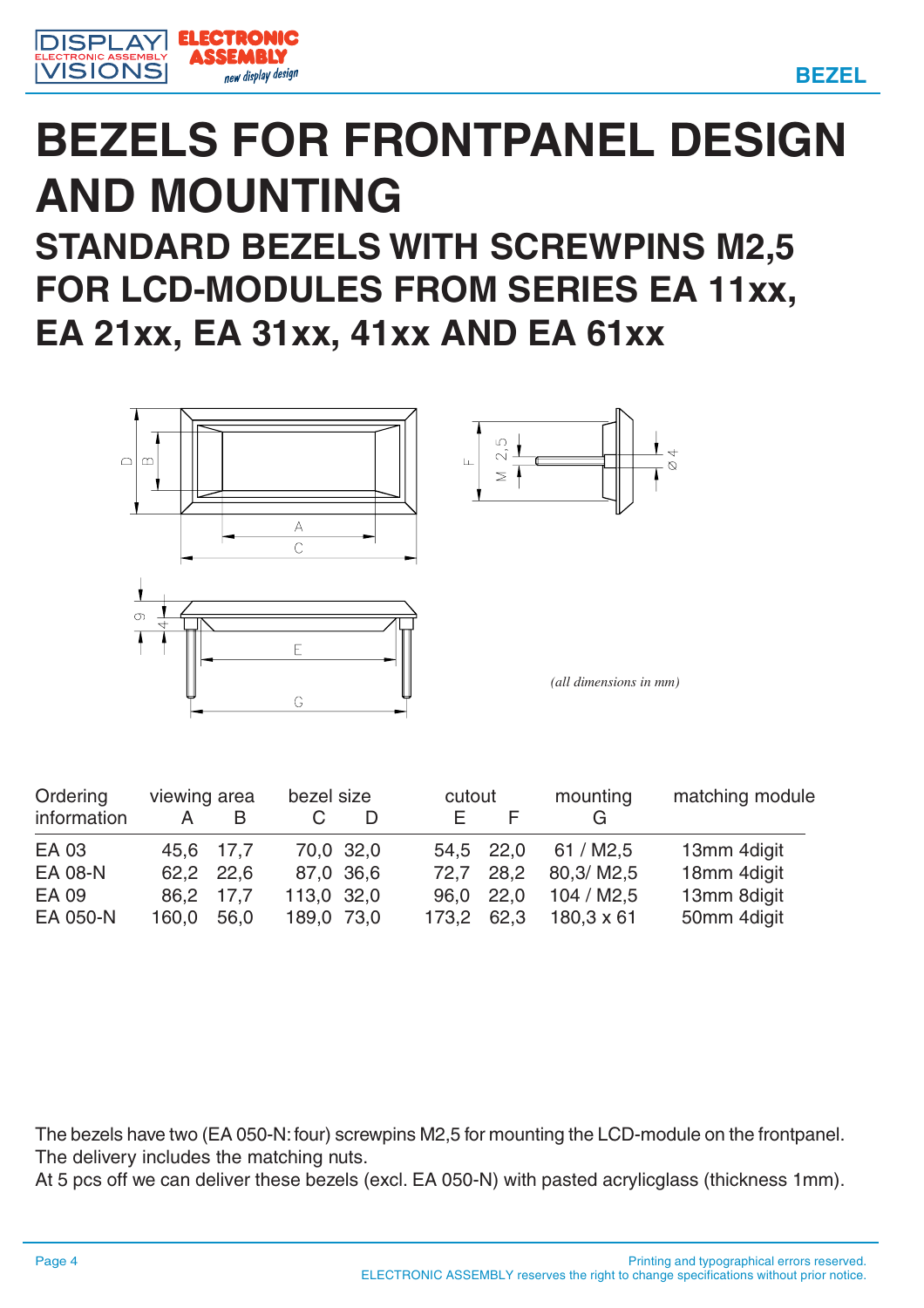# BEZELS FOR FRONTPANEL DESIGN AND MOUNTING

## STANDARD BEZELS WITH SCREWPINS M2,5 FOR LCD-MODULES FROM SERIES EA 11xx, EA 21xx, EA 31xx, 41xx AND EA 61xx

*(all dimensions in mm)*

| Ordering information | viewing area A | B | bezel size C | D | cutout E | F | mounting G | matching module |
|---|---|---|---|---|---|---|---|---|
| EA 03 | 45,6 | 17,7 | 70,0 | 32,0 | 54,5 | 22,0 | 61 / M2,5 | 13mm 4digit |
| EA 08-N | 62,2 | 22,6 | 87,0 | 36,6 | 72,7 | 28,2 | 80,3/ M2,5 | 18mm 4digit |
| EA 09 | 86,2 | 17,7 | 113,0 | 32,0 | 96,0 | 22,0 | 104 / M2,5 | 13mm 8digit |
| EA 050-N | 160,0 | 56,0 | 189,0 | 73,0 | 173,2 | 62,3 | 180,3 x 61 | 50mm 4digit |

The bezels have two (EA 050-N: four) screwpins M2,5 for mounting the LCD-module on the frontpanel. The delivery includes the matching nuts.
At 5 pcs off we can deliver these bezels (excl. EA 050-N) with pasted acrylicglass (thickness 1mm).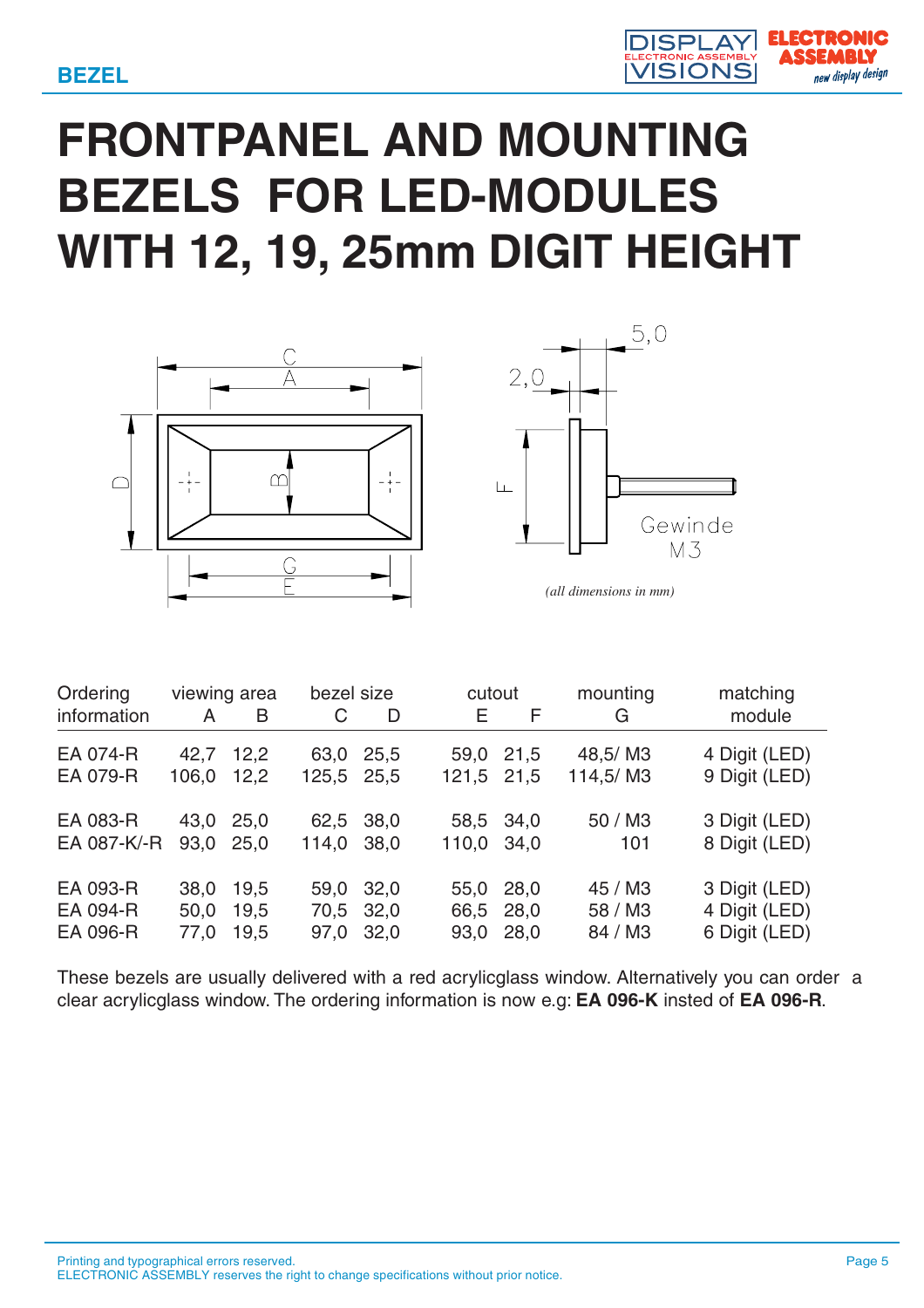# FRONTPANEL AND MOUNTING BEZELS FOR LED-MODULES WITH 12, 19, 25mm DIGIT HEIGHT

C
A
D
B
G
E

5,0
2,0
F
Gewinde M3

*(all dimensions in mm)*

| Ordering information | viewing area A | viewing area B | bezel size C | bezel size D | cutout E | cutout F | mounting G | matching module |
|---|---|---|---|---|---|---|---|---|
| EA 074-R | 42,7 | 12,2 | 63,0 | 25,5 | 59,0 | 21,5 | 48,5/ M3 | 4 Digit (LED) |
| EA 079-R | 106,0 | 12,2 | 125,5 | 25,5 | 121,5 | 21,5 | 114,5/ M3 | 9 Digit (LED) |
| EA 083-R | 43,0 | 25,0 | 62,5 | 38,0 | 58,5 | 34,0 | 50 / M3 | 3 Digit (LED) |
| EA 087-K/-R | 93,0 | 25,0 | 114,0 | 38,0 | 110,0 | 34,0 | 101 | 8 Digit (LED) |
| EA 093-R | 38,0 | 19,5 | 59,0 | 32,0 | 55,0 | 28,0 | 45 / M3 | 3 Digit (LED) |
| EA 094-R | 50,0 | 19,5 | 70,5 | 32,0 | 66,5 | 28,0 | 58 / M3 | 4 Digit (LED) |
| EA 096-R | 77,0 | 19,5 | 97,0 | 32,0 | 93,0 | 28,0 | 84 / M3 | 6 Digit (LED) |

These bezels are usually delivered with a red acrylicglass window. Alternatively you can order a clear acrylicglass window. The ordering information is now e.g: **EA 096-K** insted of **EA 096-R**.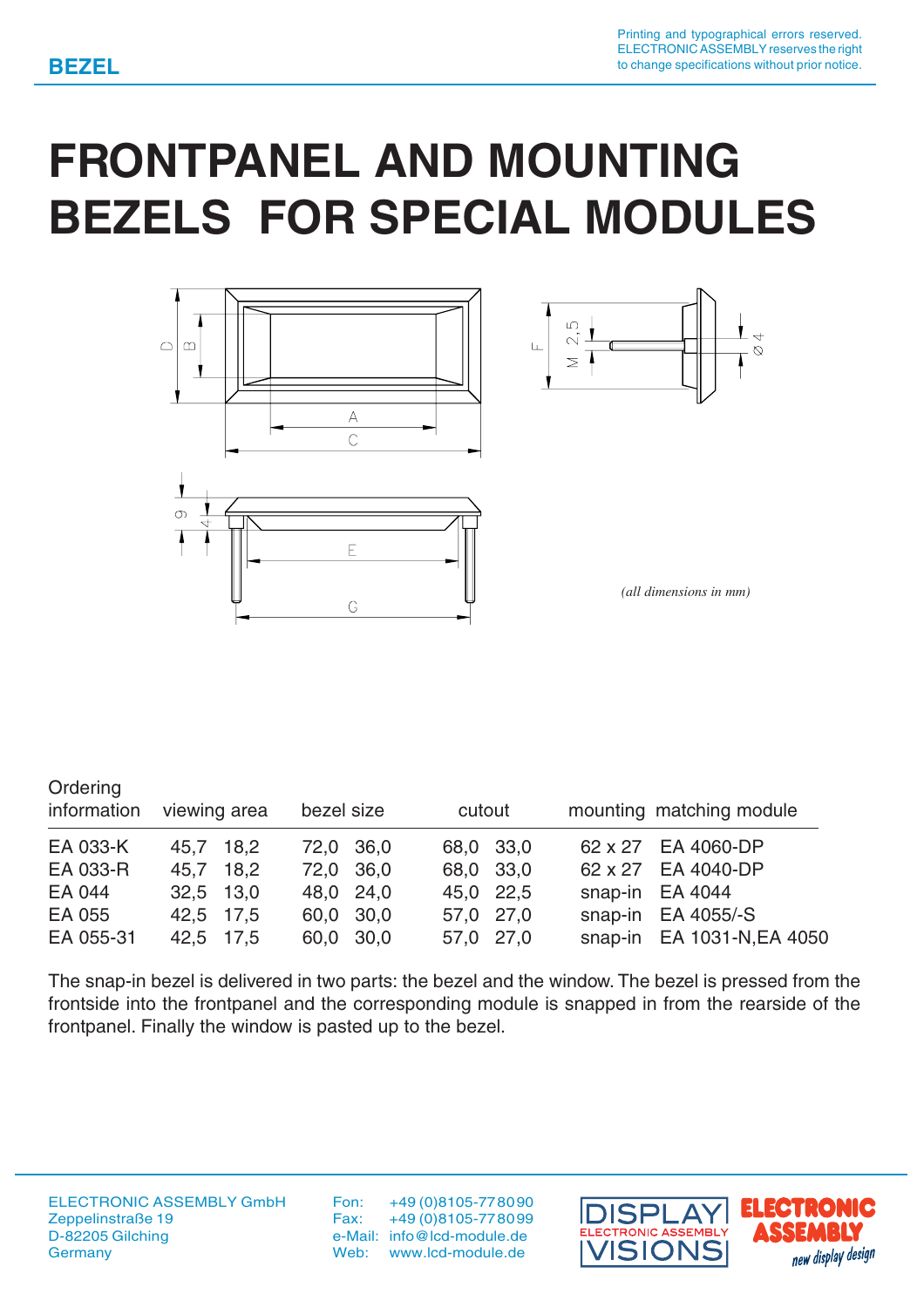# FRONTPANEL AND MOUNTING BEZELS FOR SPECIAL MODULES

D
B
A
C
F
M 2,5
Ø 4
9
4
E
G

*(all dimensions in mm)*

| Ordering information | viewing area | | bezel size | | cutout | | mounting | matching module |
|---|---|---|---|---|---|---|---|---|
| EA 033-K | 45,7 | 18,2 | 72,0 | 36,0 | 68,0 | 33,0 | 62 x 27 | EA 4060-DP |
| EA 033-R | 45,7 | 18,2 | 72,0 | 36,0 | 68,0 | 33,0 | 62 x 27 | EA 4040-DP |
| EA 044 | 32,5 | 13,0 | 48,0 | 24,0 | 45,0 | 22,5 | snap-in | EA 4044 |
| EA 055 | 42,5 | 17,5 | 60,0 | 30,0 | 57,0 | 27,0 | snap-in | EA 4055/-S |
| EA 055-31 | 42,5 | 17,5 | 60,0 | 30,0 | 57,0 | 27,0 | snap-in | EA 1031-N,EA 4050 |

The snap-in bezel is delivered in two parts: the bezel and the window. The bezel is pressed from the frontside into the frontpanel and the corresponding module is snapped in from the rearside of the frontpanel. Finally the window is pasted up to the bezel.